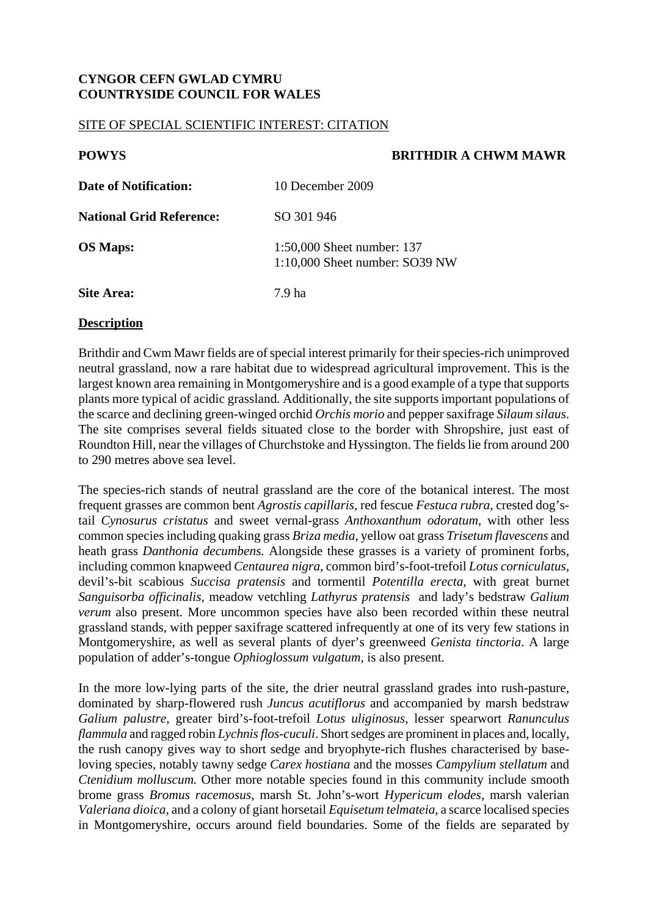**CYNGOR CEFN GWLAD CYMRU**
**COUNTRYSIDE COUNCIL FOR WALES**

SITE OF SPECIAL SCIENTIFIC INTEREST: CITATION

**POWYS** **BRITHDIR A CHWM MAWR**

| | |
|---|---|
| **Date of Notification:** | 10 December 2009 |
| **National Grid Reference:** | SO 301 946 |
| **OS Maps:** | 1:50,000 Sheet number: 137<br>1:10,000 Sheet number: SO39 NW |
| **Site Area:** | 7.9 ha |

**Description**

Brithdir and Cwm Mawr fields are of special interest primarily for their species-rich unimproved neutral grassland, now a rare habitat due to widespread agricultural improvement. This is the largest known area remaining in Montgomeryshire and is a good example of a type that supports plants more typical of acidic grassland. Additionally, the site supports important populations of the scarce and declining green-winged orchid *Orchis morio* and pepper saxifrage *Silaum silaus*. The site comprises several fields situated close to the border with Shropshire, just east of Roundton Hill, near the villages of Churchstoke and Hyssington. The fields lie from around 200 to 290 metres above sea level.

The species-rich stands of neutral grassland are the core of the botanical interest. The most frequent grasses are common bent *Agrostis capillaris*, red fescue *Festuca rubra*, crested dog's-tail *Cynosurus cristatus* and sweet vernal-grass *Anthoxanthum odoratum*, with other less common species including quaking grass *Briza media*, yellow oat grass *Trisetum flavescens* and heath grass *Danthonia decumbens.* Alongside these grasses is a variety of prominent forbs, including common knapweed *Centaurea nigra*, common bird's-foot-trefoil *Lotus corniculatus*, devil's-bit scabious *Succisa pratensis* and tormentil *Potentilla erecta*, with great burnet *Sanguisorba officinalis,* meadow vetchling *Lathyrus pratensis* and lady's bedstraw *Galium verum* also present. More uncommon species have also been recorded within these neutral grassland stands, with pepper saxifrage scattered infrequently at one of its very few stations in Montgomeryshire, as well as several plants of dyer's greenweed *Genista tinctoria*. A large population of adder's-tongue *Ophioglossum vulgatum,* is also present.

In the more low-lying parts of the site, the drier neutral grassland grades into rush-pasture, dominated by sharp-flowered rush *Juncus acutiflorus* and accompanied by marsh bedstraw *Galium palustre*, greater bird's-foot-trefoil *Lotus uliginosus*, lesser spearwort *Ranunculus flammula* and ragged robin *Lychnis flos-cuculi*. Short sedges are prominent in places and, locally, the rush canopy gives way to short sedge and bryophyte-rich flushes characterised by base-loving species, notably tawny sedge *Carex hostiana* and the mosses *Campylium stellatum* and *Ctenidium molluscum.* Other more notable species found in this community include smooth brome grass *Bromus racemosus*, marsh St. John's-wort *Hypericum elodes,* marsh valerian *Valeriana dioica*, and a colony of giant horsetail *Equisetum telmateia*, a scarce localised species in Montgomeryshire, occurs around field boundaries. Some of the fields are separated by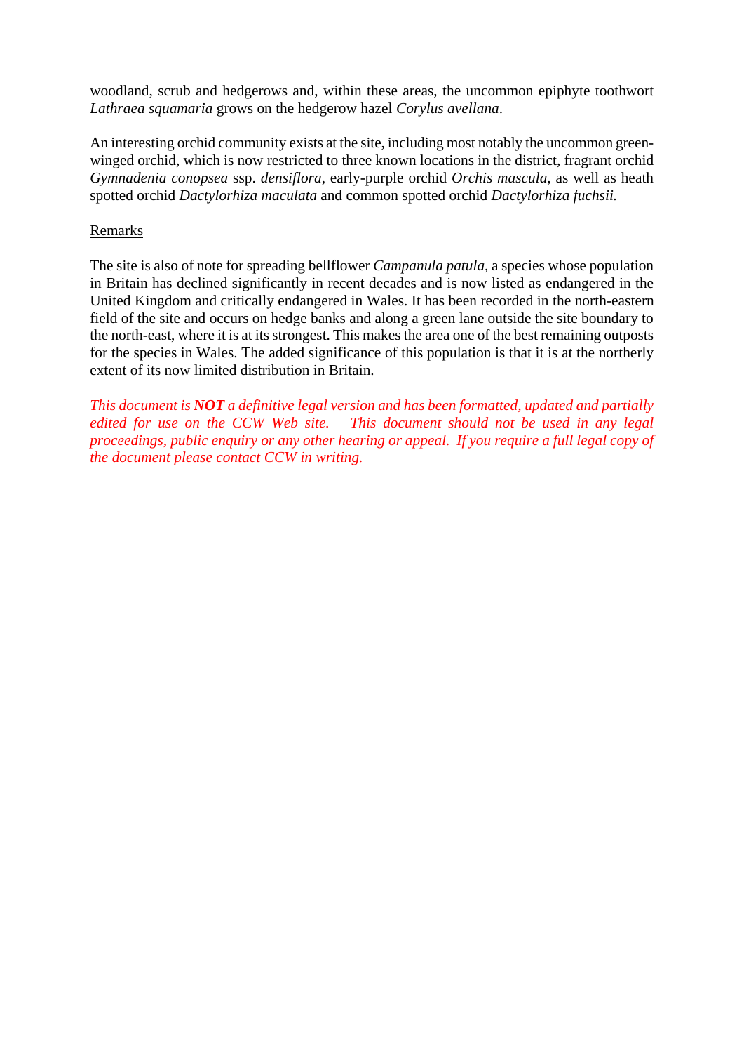woodland, scrub and hedgerows and, within these areas, the uncommon epiphyte toothwort *Lathraea squamaria* grows on the hedgerow hazel *Corylus avellana*.

An interesting orchid community exists at the site, including most notably the uncommon green-winged orchid, which is now restricted to three known locations in the district, fragrant orchid *Gymnadenia conopsea* ssp. *densiflora*, early-purple orchid *Orchis mascula*, as well as heath spotted orchid *Dactylorhiza maculata* and common spotted orchid *Dactylorhiza fuchsii.*

Remarks

The site is also of note for spreading bellflower *Campanula patula*, a species whose population in Britain has declined significantly in recent decades and is now listed as endangered in the United Kingdom and critically endangered in Wales. It has been recorded in the north-eastern field of the site and occurs on hedge banks and along a green lane outside the site boundary to the north-east, where it is at its strongest. This makes the area one of the best remaining outposts for the species in Wales. The added significance of this population is that it is at the northerly extent of its now limited distribution in Britain.

*This document is **NOT** a definitive legal version and has been formatted, updated and partially edited for use on the CCW Web site. This document should not be used in any legal proceedings, public enquiry or any other hearing or appeal. If you require a full legal copy of the document please contact CCW in writing.*